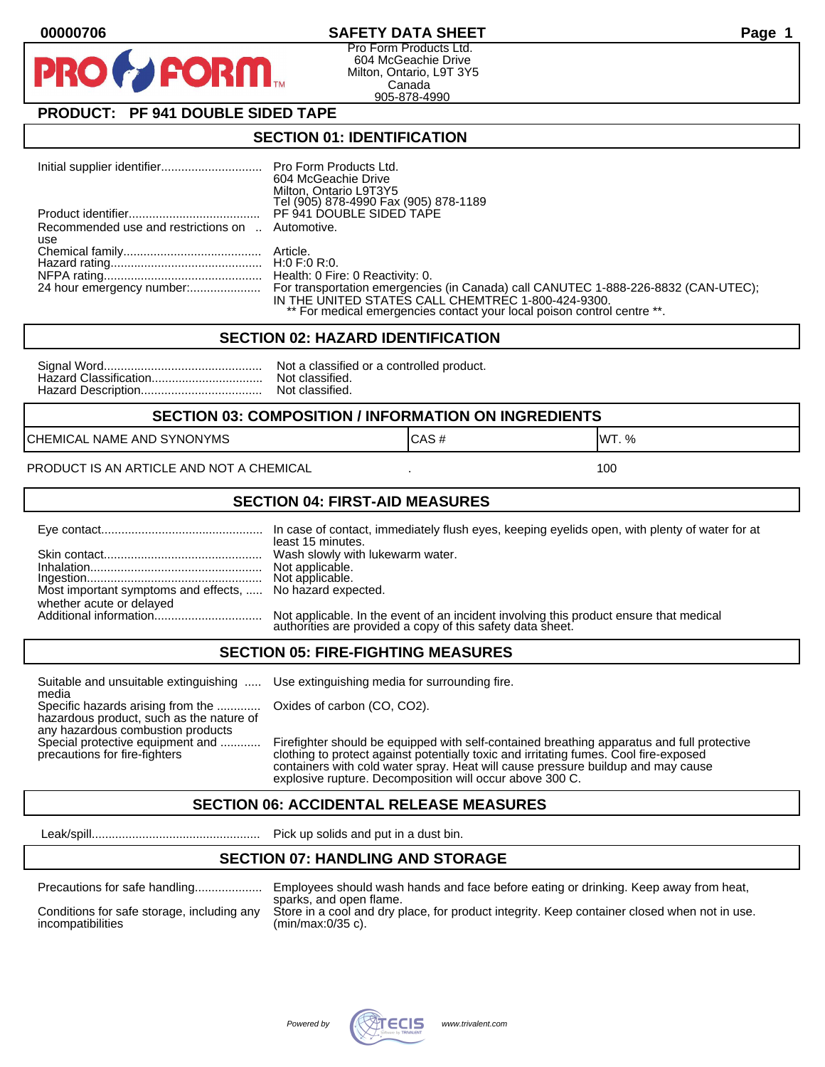00000706

# SAFETY DATA SHEET

Pro Form Products Ltd.
604 McGeachie Drive
Milton, Ontario, L9T 3Y5
Canada
905-878-4990

## PRODUCT: PF 941 DOUBLE SIDED TAPE

## SECTION 01: IDENTIFICATION

| | |
|---|---|
| Initial supplier identifier | Pro Form Products Ltd.<br>604 McGeachie Drive<br>Milton, Ontario L9T3Y5<br>Tel (905) 878-4990 Fax (905) 878-1189 |
| Product identifier | PF 941 DOUBLE SIDED TAPE |
| Recommended use and restrictions on use | Automotive. |
| Chemical family | Article. |
| Hazard rating | H:0 F:0 R:0. |
| NFPA rating | Health: 0 Fire: 0 Reactivity: 0. |
| 24 hour emergency number: | For transportation emergencies (in Canada) call CANUTEC 1-888-226-8832 (CAN-UTEC); IN THE UNITED STATES CALL CHEMTREC 1-800-424-9300.<br>** For medical emergencies contact your local poison control centre **. |

## SECTION 02: HAZARD IDENTIFICATION

| | |
|---|---|
| Signal Word | Not a classified or a controlled product. |
| Hazard Classification | Not classified. |
| Hazard Description | Not classified. |

## SECTION 03: COMPOSITION / INFORMATION ON INGREDIENTS

| CHEMICAL NAME AND SYNONYMS | CAS # | WT. % |
|---|---|---|
| PRODUCT IS AN ARTICLE AND NOT A CHEMICAL | . | 100 |

## SECTION 04: FIRST-AID MEASURES

| | |
|---|---|
| Eye contact | In case of contact, immediately flush eyes, keeping eyelids open, with plenty of water for at least 15 minutes. |
| Skin contact | Wash slowly with lukewarm water. |
| Inhalation | Not applicable. |
| Ingestion | Not applicable. |
| Most important symptoms and effects, whether acute or delayed | No hazard expected. |
| Additional information | Not applicable. In the event of an incident involving this product ensure that medical authorities are provided a copy of this safety data sheet. |

## SECTION 05: FIRE-FIGHTING MEASURES

| | |
|---|---|
| Suitable and unsuitable extinguishing media | Use extinguishing media for surrounding fire. |
| Specific hazards arising from the hazardous product, such as the nature of any hazardous combustion products | Oxides of carbon (CO, CO2). |
| Special protective equipment and precautions for fire-fighters | Firefighter should be equipped with self-contained breathing apparatus and full protective clothing to protect against potentially toxic and irritating fumes. Cool fire-exposed containers with cold water spray. Heat will cause pressure buildup and may cause explosive rupture. Decomposition will occur above 300 C. |

## SECTION 06: ACCIDENTAL RELEASE MEASURES

| | |
|---|---|
| Leak/spill | Pick up solids and put in a dust bin. |

## SECTION 07: HANDLING AND STORAGE

| | |
|---|---|
| Precautions for safe handling | Employees should wash hands and face before eating or drinking. Keep away from heat, sparks, and open flame. |
| Conditions for safe storage, including any incompatibilities | Store in a cool and dry place, for product integrity. Keep container closed when not in use. (min/max:0/35 c). |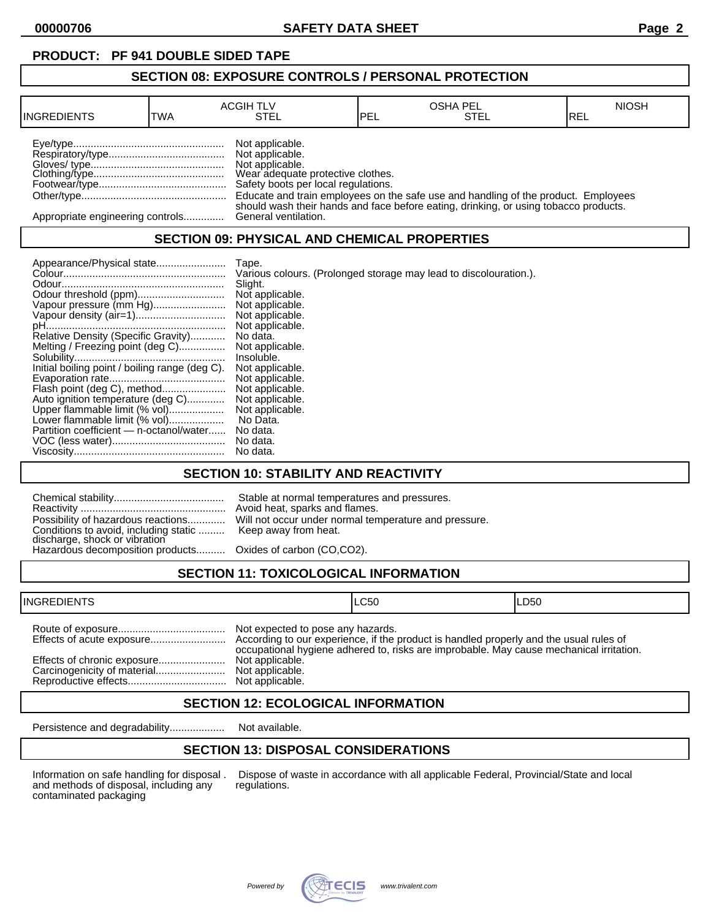**PRODUCT: PF 941 DOUBLE SIDED TAPE**

## SECTION 08: EXPOSURE CONTROLS / PERSONAL PROTECTION

| INGREDIENTS | ACGIH TLV | | OSHA PEL | | NIOSH |
|---|---|---|---|---|---|
| | TWA | STEL | PEL | STEL | REL |

Eye/type.................................................... Not applicable.
Respiratory/type........................................ Not applicable.
Gloves/ type.............................................. Not applicable.
Clothing/type............................................. Wear adequate protective clothes.
Footwear/type............................................ Safety boots per local regulations.
Other/type.................................................. Educate and train employees on the safe use and handling of the product. Employees should wash their hands and face before eating, drinking, or using tobacco products.
Appropriate engineering controls.............. General ventilation.

## SECTION 09: PHYSICAL AND CHEMICAL PROPERTIES

Appearance/Physical state........................ Tape.
Colour........................................................ Various colours. (Prolonged storage may lead to discolouration.).
Odour........................................................ Slight.
Odour threshold (ppm).............................. Not applicable.
Vapour pressure (mm Hg)......................... Not applicable.
Vapour density (air=1)............................... Not applicable.
pH.............................................................. Not applicable.
Relative Density (Specific Gravity)............ No data.
Melting / Freezing point (deg C)................ Not applicable.
Solubility.................................................... Insoluble.
Initial boiling point / boiling range (deg C). Not applicable.
Evaporation rate........................................ Not applicable.
Flash point (deg C), method...................... Not applicable.
Auto ignition temperature (deg C)............. Not applicable.
Upper flammable limit (% vol)................... Not applicable.
Lower flammable limit (% vol)................... No Data.
Partition coefficient — n-octanol/water...... No data.
VOC (less water)....................................... No data.
Viscosity.................................................... No data.

## SECTION 10: STABILITY AND REACTIVITY

Chemical stability...................................... Stable at normal temperatures and pressures.
Reactivity .................................................. Avoid heat, sparks and flames.
Possibility of hazardous reactions............. Will not occur under normal temperature and pressure.
Conditions to avoid, including static discharge, shock or vibration ......... Keep away from heat.
Hazardous decomposition products.......... Oxides of carbon (CO,CO2).

## SECTION 11: TOXICOLOGICAL INFORMATION

| INGREDIENTS | LC50 | LD50 |
|---|---|---|

Route of exposure..................................... Not expected to pose any hazards.
Effects of acute exposure.......................... According to our experience, if the product is handled properly and the usual rules of occupational hygiene adhered to, risks are improbable. May cause mechanical irritation.
Effects of chronic exposure....................... Not applicable.
Carcinogenicity of material........................ Not applicable.
Reproductive effects.................................. Not applicable.

## SECTION 12: ECOLOGICAL INFORMATION

Persistence and degradability................... Not available.

## SECTION 13: DISPOSAL CONSIDERATIONS

Information on safe handling for disposal and methods of disposal, including any contaminated packaging . Dispose of waste in accordance with all applicable Federal, Provincial/State and local regulations.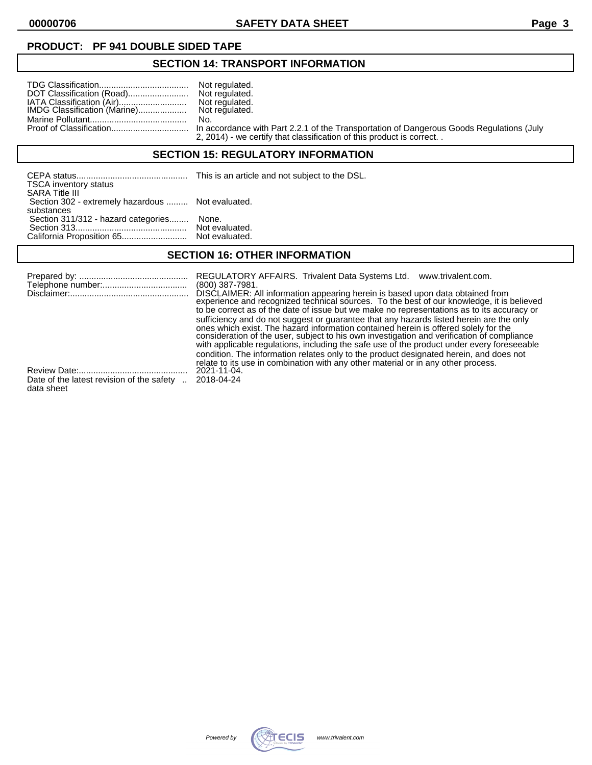**PRODUCT: PF 941 DOUBLE SIDED TAPE**

## SECTION 14: TRANSPORT INFORMATION

| | |
|---|---|
| TDG Classification | Not regulated. |
| DOT Classification (Road) | Not regulated. |
| IATA Classification (Air) | Not regulated. |
| IMDG Classification (Marine) | Not regulated. |
| Marine Pollutant | No. |
| Proof of Classification | In accordance with Part 2.2.1 of the Transportation of Dangerous Goods Regulations (July 2, 2014) - we certify that classification of this product is correct. . |

## SECTION 15: REGULATORY INFORMATION

| | |
|---|---|
| CEPA status | This is an article and not subject to the DSL. |
| TSCA inventory status | |
| SARA Title III | |
| Section 302 - extremely hazardous substances | Not evaluated. |
| Section 311/312 - hazard categories | None. |
| Section 313 | Not evaluated. |
| California Proposition 65 | Not evaluated. |

## SECTION 16: OTHER INFORMATION

| | |
|---|---|
| Prepared by: | REGULATORY AFFAIRS. Trivalent Data Systems Ltd. www.trivalent.com. |
| Telephone number: | (800) 387-7981. |
| Disclaimer: | DISCLAIMER: All information appearing herein is based upon data obtained from experience and recognized technical sources. To the best of our knowledge, it is believed to be correct as of the date of issue but we make no representations as to its accuracy or sufficiency and do not suggest or guarantee that any hazards listed herein are the only ones which exist. The hazard information contained herein is offered solely for the consideration of the user, subject to his own investigation and verification of compliance with applicable regulations, including the safe use of the product under every foreseeable condition. The information relates only to the product designated herein, and does not relate to its use in combination with any other material or in any other process. |
| Review Date: | 2021-11-04. |
| Date of the latest revision of the safety data sheet | 2018-04-24 |